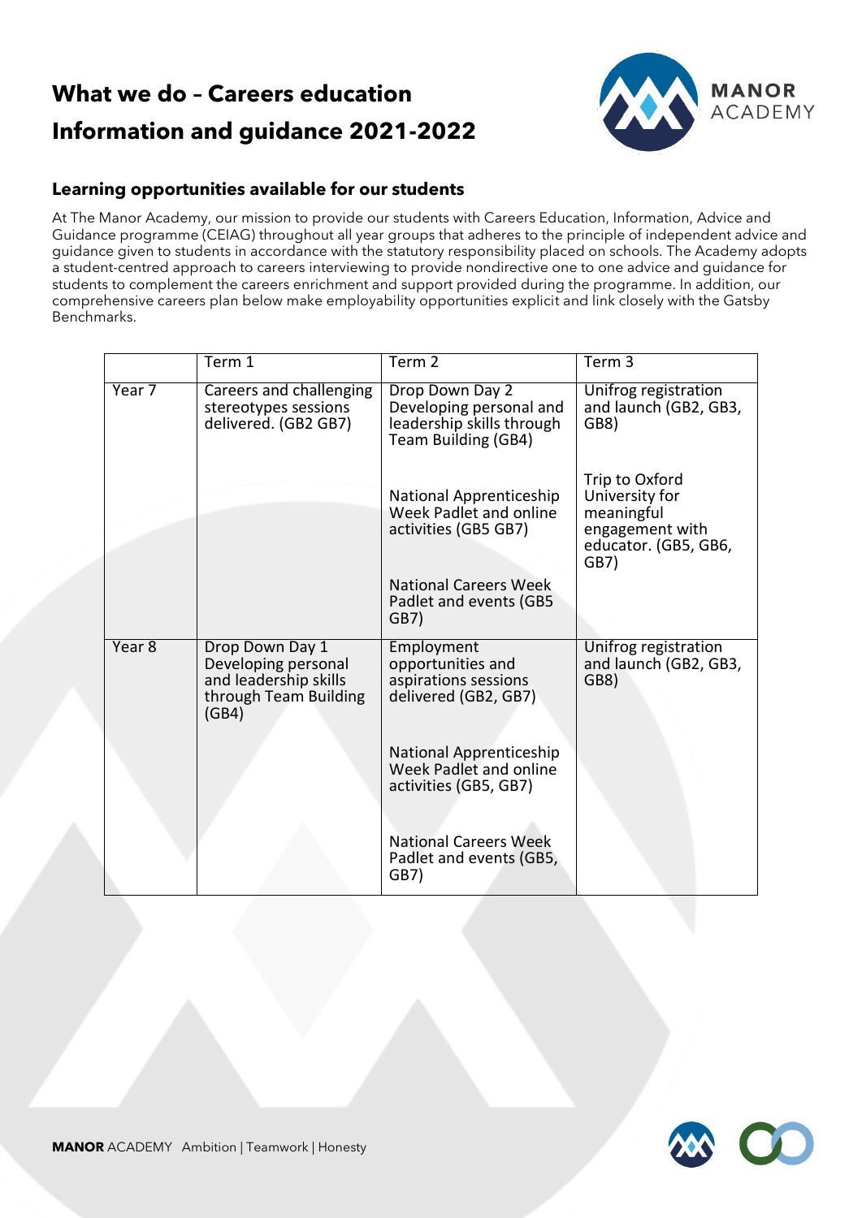# What we do – Careers education Information and guidance 2021-2022

## Learning opportunities available for our students

At The Manor Academy, our mission to provide our students with Careers Education, Information, Advice and Guidance programme (CEIAG) throughout all year groups that adheres to the principle of independent advice and guidance given to students in accordance with the statutory responsibility placed on schools. The Academy adopts a student-centred approach to careers interviewing to provide nondirective one to one advice and guidance for students to complement the careers enrichment and support provided during the programme. In addition, our comprehensive careers plan below make employability opportunities explicit and link closely with the Gatsby Benchmarks.

| | Term 1 | Term 2 | Term 3 |
|---|---|---|---|
| Year 7 | Careers and challenging stereotypes sessions delivered. (GB2 GB7) | Drop Down Day 2 Developing personal and leadership skills through Team Building (GB4)<br><br>National Apprenticeship Week Padlet and online activities (GB5 GB7)<br><br>National Careers Week Padlet and events (GB5 GB7) | Unifrog registration and launch (GB2, GB3, GB8)<br><br>Trip to Oxford University for meaningful engagement with educator. (GB5, GB6, GB7) |
| Year 8 | Drop Down Day 1 Developing personal and leadership skills through Team Building (GB4) | Employment opportunities and aspirations sessions delivered (GB2, GB7)<br><br>National Apprenticeship Week Padlet and online activities (GB5, GB7)<br><br>National Careers Week Padlet and events (GB5, GB7) | Unifrog registration and launch (GB2, GB3, GB8) |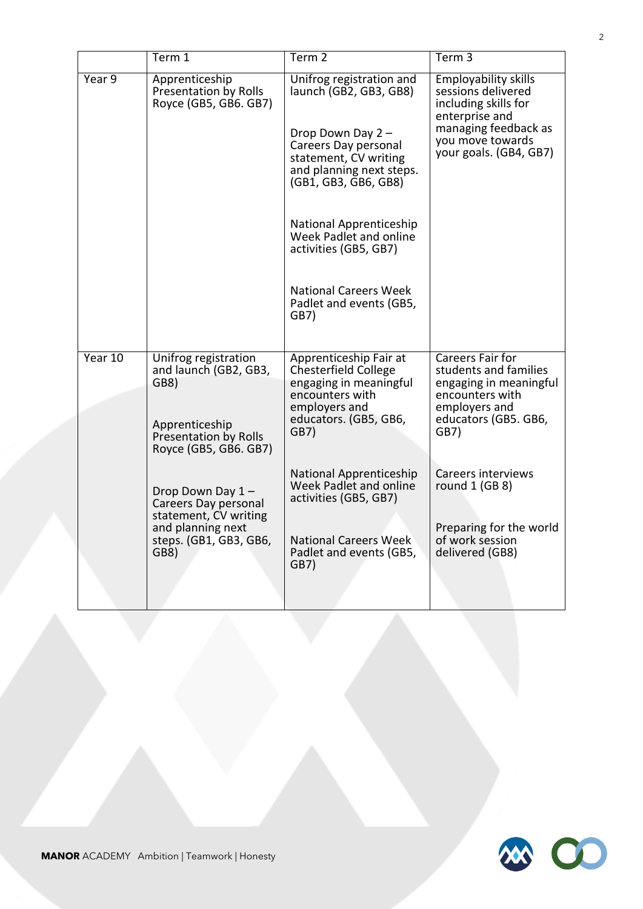| | Term 1 | Term 2 | Term 3 |
|---|---|---|---|
| Year 9 | Apprenticeship Presentation by Rolls Royce (GB5, GB6. GB7) | Unifrog registration and launch (GB2, GB3, GB8)<br><br>Drop Down Day 2 – Careers Day personal statement, CV writing and planning next steps. (GB1, GB3, GB6, GB8)<br><br>National Apprenticeship Week Padlet and online activities (GB5, GB7)<br><br>National Careers Week Padlet and events (GB5, GB7) | Employability skills sessions delivered including skills for enterprise and managing feedback as you move towards your goals. (GB4, GB7) |
| Year 10 | Unifrog registration and launch (GB2, GB3, GB8)<br><br>Apprenticeship Presentation by Rolls Royce (GB5, GB6. GB7)<br><br>Drop Down Day 1 – Careers Day personal statement, CV writing and planning next steps. (GB1, GB3, GB6, GB8) | Apprenticeship Fair at Chesterfield College engaging in meaningful encounters with employers and educators. (GB5, GB6, GB7)<br><br>National Apprenticeship Week Padlet and online activities (GB5, GB7)<br><br>National Careers Week Padlet and events (GB5, GB7) | Careers Fair for students and families engaging in meaningful encounters with employers and educators (GB5. GB6, GB7)<br><br>Careers interviews round 1 (GB 8)<br><br>Preparing for the world of work session delivered (GB8) |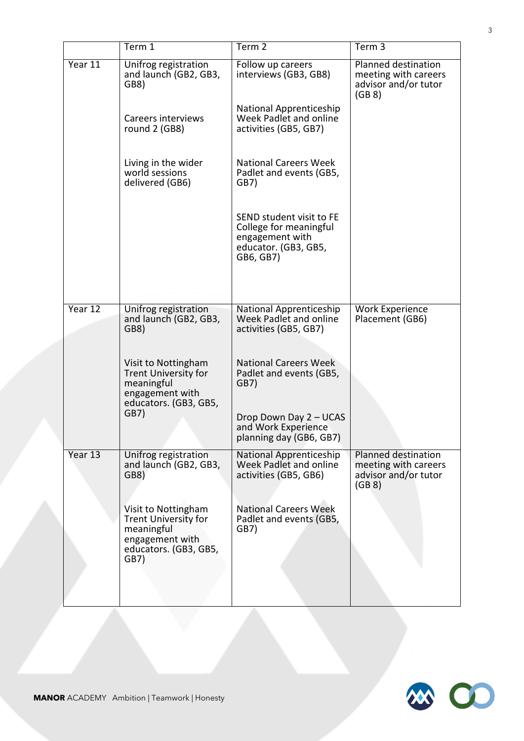| | Term 1 | Term 2 | Term 3 |
|---|---|---|---|
| Year 11 | Unifrog registration and launch (GB2, GB3, GB8)<br><br>Careers interviews round 2 (GB8)<br><br>Living in the wider world sessions delivered (GB6) | Follow up careers interviews (GB3, GB8)<br><br>National Apprenticeship Week Padlet and online activities (GB5, GB7)<br><br>National Careers Week Padlet and events (GB5, GB7)<br><br>SEND student visit to FE College for meaningful engagement with educator. (GB3, GB5, GB6, GB7) | Planned destination meeting with careers advisor and/or tutor (GB 8) |
| Year 12 | Unifrog registration and launch (GB2, GB3, GB8)<br><br>Visit to Nottingham Trent University for meaningful engagement with educators. (GB3, GB5, GB7) | National Apprenticeship Week Padlet and online activities (GB5, GB7)<br><br>National Careers Week Padlet and events (GB5, GB7)<br><br>Drop Down Day 2 – UCAS and Work Experience planning day (GB6, GB7) | Work Experience Placement (GB6) |
| Year 13 | Unifrog registration and launch (GB2, GB3, GB8)<br><br>Visit to Nottingham Trent University for meaningful engagement with educators. (GB3, GB5, GB7) | National Apprenticeship Week Padlet and online activities (GB5, GB6)<br><br>National Careers Week Padlet and events (GB5, GB7) | Planned destination meeting with careers advisor and/or tutor (GB 8) |